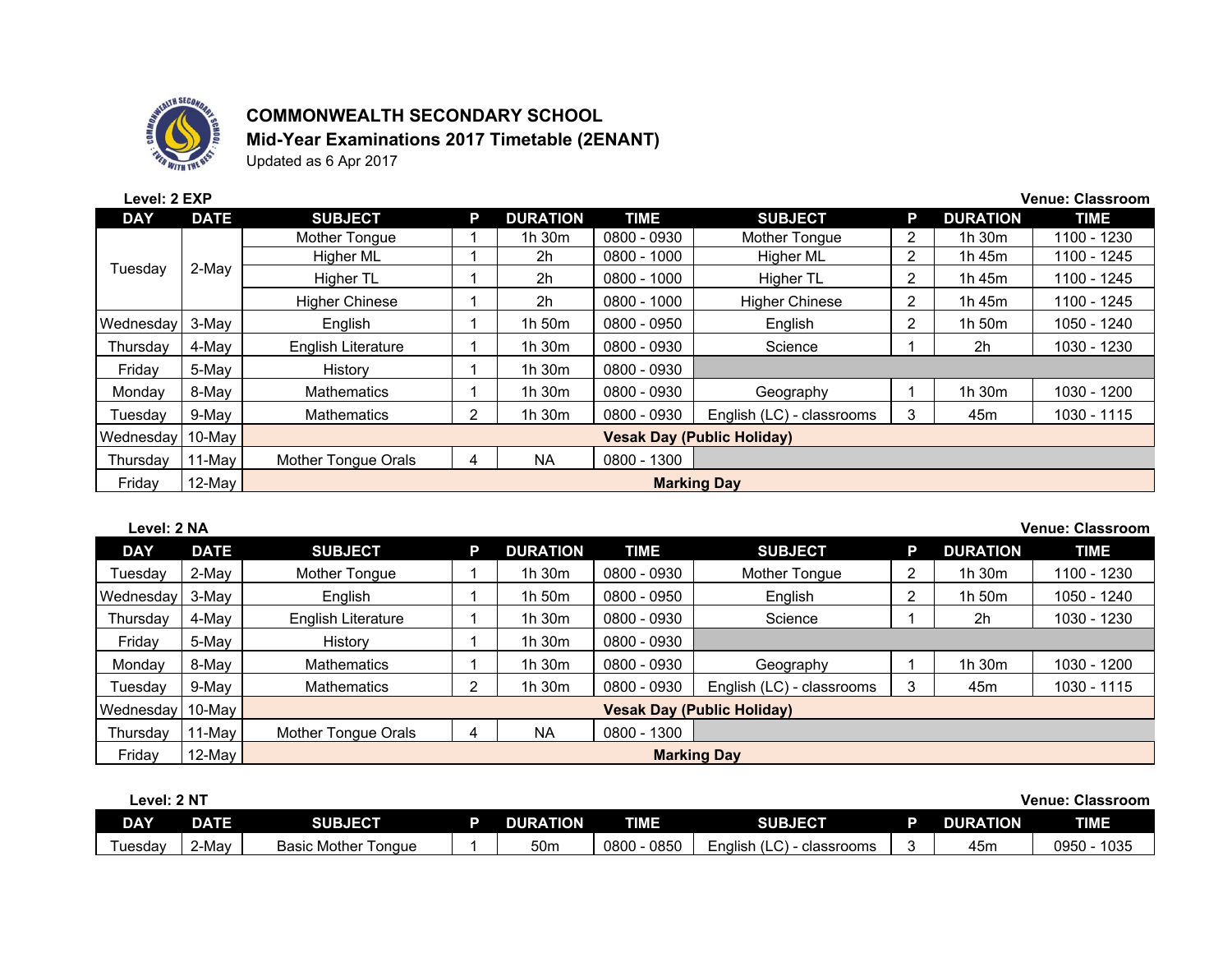# COMMONWEALTH SECONDARY SCHOOL

## Mid-Year Examinations 2017 Timetable (2ENANT)

Updated as 6 Apr 2017

**Level: 2 EXP** | **Venue: Classroom**

| DAY | DATE | SUBJECT | P | DURATION | TIME | SUBJECT | P | DURATION | TIME |
|---|---|---|---|---|---|---|---|---|---|
| Tuesday | 2-May | Mother Tongue | 1 | 1h 30m | 0800 - 0930 | Mother Tongue | 2 | 1h 30m | 1100 - 1230 |
| | | Higher ML | 1 | 2h | 0800 - 1000 | Higher ML | 2 | 1h 45m | 1100 - 1245 |
| | | Higher TL | 1 | 2h | 0800 - 1000 | Higher TL | 2 | 1h 45m | 1100 - 1245 |
| | | Higher Chinese | 1 | 2h | 0800 - 1000 | Higher Chinese | 2 | 1h 45m | 1100 - 1245 |
| Wednesday | 3-May | English | 1 | 1h 50m | 0800 - 0950 | English | 2 | 1h 50m | 1050 - 1240 |
| Thursday | 4-May | English Literature | 1 | 1h 30m | 0800 - 0930 | Science | 1 | 2h | 1030 - 1230 |
| Friday | 5-May | History | 1 | 1h 30m | 0800 - 0930 | | | | |
| Monday | 8-May | Mathematics | 1 | 1h 30m | 0800 - 0930 | Geography | 1 | 1h 30m | 1030 - 1200 |
| Tuesday | 9-May | Mathematics | 2 | 1h 30m | 0800 - 0930 | English (LC) - classrooms | 3 | 45m | 1030 - 1115 |
| Wednesday | 10-May | **Vesak Day (Public Holiday)** | | | | | | | |
| Thursday | 11-May | Mother Tongue Orals | 4 | NA | 0800 - 1300 | | | | |
| Friday | 12-May | **Marking Day** | | | | | | | |

**Level: 2 NA** | **Venue: Classroom**

| DAY | DATE | SUBJECT | P | DURATION | TIME | SUBJECT | P | DURATION | TIME |
|---|---|---|---|---|---|---|---|---|---|
| Tuesday | 2-May | Mother Tongue | 1 | 1h 30m | 0800 - 0930 | Mother Tongue | 2 | 1h 30m | 1100 - 1230 |
| Wednesday | 3-May | English | 1 | 1h 50m | 0800 - 0950 | English | 2 | 1h 50m | 1050 - 1240 |
| Thursday | 4-May | English Literature | 1 | 1h 30m | 0800 - 0930 | Science | 1 | 2h | 1030 - 1230 |
| Friday | 5-May | History | 1 | 1h 30m | 0800 - 0930 | | | | |
| Monday | 8-May | Mathematics | 1 | 1h 30m | 0800 - 0930 | Geography | 1 | 1h 30m | 1030 - 1200 |
| Tuesday | 9-May | Mathematics | 2 | 1h 30m | 0800 - 0930 | English (LC) - classrooms | 3 | 45m | 1030 - 1115 |
| Wednesday | 10-May | **Vesak Day (Public Holiday)** | | | | | | | |
| Thursday | 11-May | Mother Tongue Orals | 4 | NA | 0800 - 1300 | | | | |
| Friday | 12-May | **Marking Day** | | | | | | | |

**Level: 2 NT** | **Venue: Classroom**

| DAY | DATE | SUBJECT | P | DURATION | TIME | SUBJECT | P | DURATION | TIME |
|---|---|---|---|---|---|---|---|---|---|
| Tuesday | 2-May | Basic Mother Tongue | 1 | 50m | 0800 - 0850 | English (LC) - classrooms | 3 | 45m | 0950 - 1035 |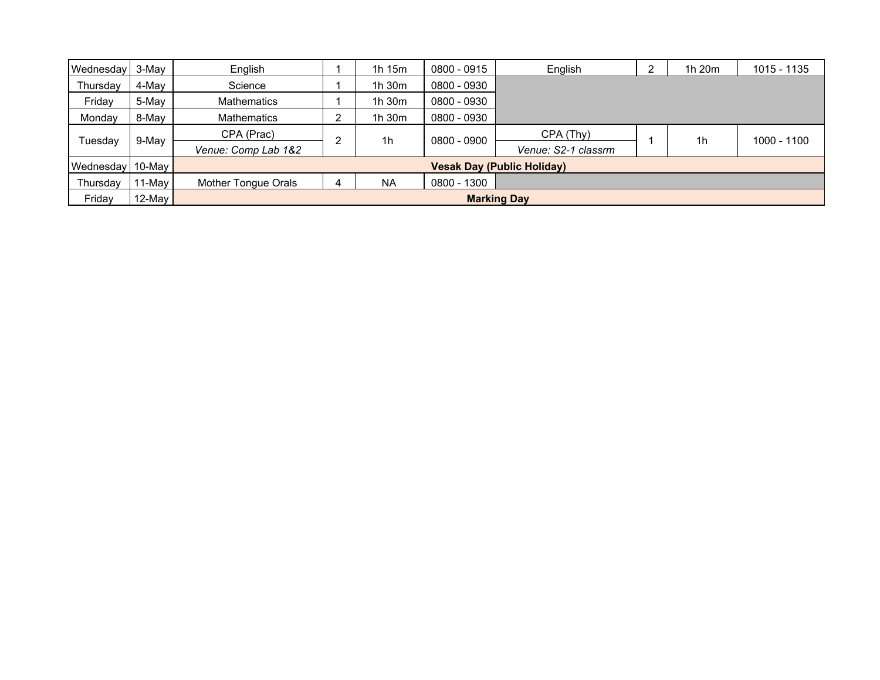| | | | | | | | | | |
|---|---|---|---|---|---|---|---|---|---|
| Wednesday | 3-May | English | 1 | 1h 15m | 0800 - 0915 | English | 2 | 1h 20m | 1015 - 1135 |
| Thursday | 4-May | Science | 1 | 1h 30m | 0800 - 0930 | | | | |
| Friday | 5-May | Mathematics | 1 | 1h 30m | 0800 - 0930 | | | | |
| Monday | 8-May | Mathematics | 2 | 1h 30m | 0800 - 0930 | | | | |
| Tuesday | 9-May | CPA (Prac) *Venue: Comp Lab 1&2* | 2 | 1h | 0800 - 0900 | CPA (Thy) *Venue: S2-1 classrm* | 1 | 1h | 1000 - 1100 |
| Wednesday | 10-May | **Vesak Day (Public Holiday)** | | | | | | | |
| Thursday | 11-May | Mother Tongue Orals | 4 | NA | 0800 - 1300 | | | | |
| Friday | 12-May | **Marking Day** | | | | | | | |